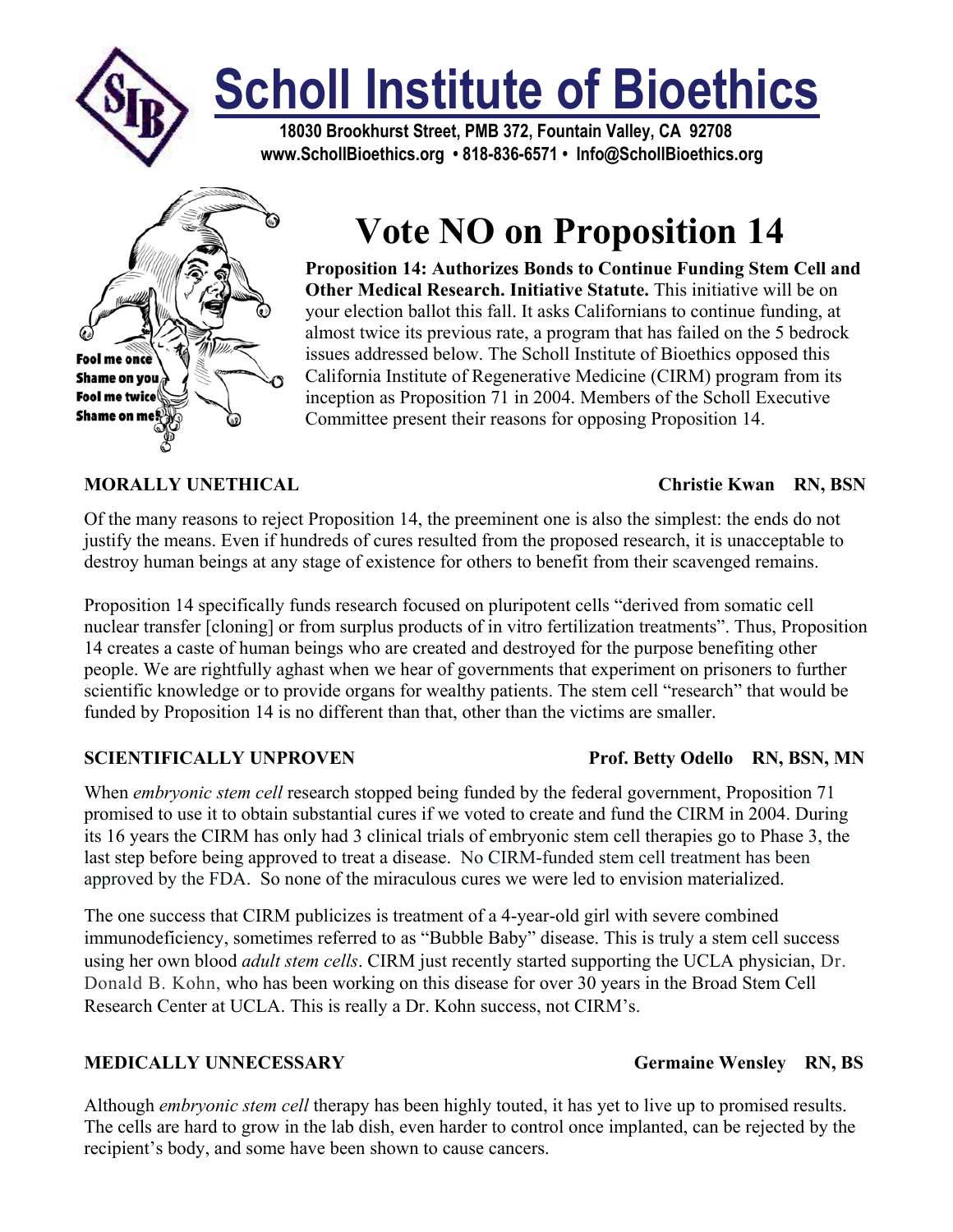# Scholl Institute of Bioethics

**18030 Brookhurst Street, PMB 372, Fountain Valley, CA 92708**
**www.SchollBioethics.org • 818-836-6571 • Info@SchollBioethics.org**

Fool me once
Shame on you
Fool me twice
Shame on me!

# Vote NO on Proposition 14

**Proposition 14: Authorizes Bonds to Continue Funding Stem Cell and Other Medical Research. Initiative Statute.** This initiative will be on your election ballot this fall. It asks Californians to continue funding, at almost twice its previous rate, a program that has failed on the 5 bedrock issues addressed below. The Scholl Institute of Bioethics opposed this California Institute of Regenerative Medicine (CIRM) program from its inception as Proposition 71 in 2004. Members of the Scholl Executive Committee present their reasons for opposing Proposition 14.

## MORALLY UNETHICAL — Christie Kwan RN, BSN

Of the many reasons to reject Proposition 14, the preeminent one is also the simplest: the ends do not justify the means. Even if hundreds of cures resulted from the proposed research, it is unacceptable to destroy human beings at any stage of existence for others to benefit from their scavenged remains.

Proposition 14 specifically funds research focused on pluripotent cells "derived from somatic cell nuclear transfer [cloning] or from surplus products of in vitro fertilization treatments". Thus, Proposition 14 creates a caste of human beings who are created and destroyed for the purpose benefiting other people. We are rightfully aghast when we hear of governments that experiment on prisoners to further scientific knowledge or to provide organs for wealthy patients. The stem cell "research" that would be funded by Proposition 14 is no different than that, other than the victims are smaller.

## SCIENTIFICALLY UNPROVEN — Prof. Betty Odello RN, BSN, MN

When *embryonic stem cell* research stopped being funded by the federal government, Proposition 71 promised to use it to obtain substantial cures if we voted to create and fund the CIRM in 2004. During its 16 years the CIRM has only had 3 clinical trials of embryonic stem cell therapies go to Phase 3, the last step before being approved to treat a disease. No CIRM-funded stem cell treatment has been approved by the FDA. So none of the miraculous cures we were led to envision materialized.

The one success that CIRM publicizes is treatment of a 4-year-old girl with severe combined immunodeficiency, sometimes referred to as "Bubble Baby" disease. This is truly a stem cell success using her own blood *adult stem cells*. CIRM just recently started supporting the UCLA physician, Dr. Donald B. Kohn, who has been working on this disease for over 30 years in the Broad Stem Cell Research Center at UCLA. This is really a Dr. Kohn success, not CIRM's.

## MEDICALLY UNNECESSARY — Germaine Wensley RN, BS

Although *embryonic stem cell* therapy has been highly touted, it has yet to live up to promised results. The cells are hard to grow in the lab dish, even harder to control once implanted, can be rejected by the recipient's body, and some have been shown to cause cancers.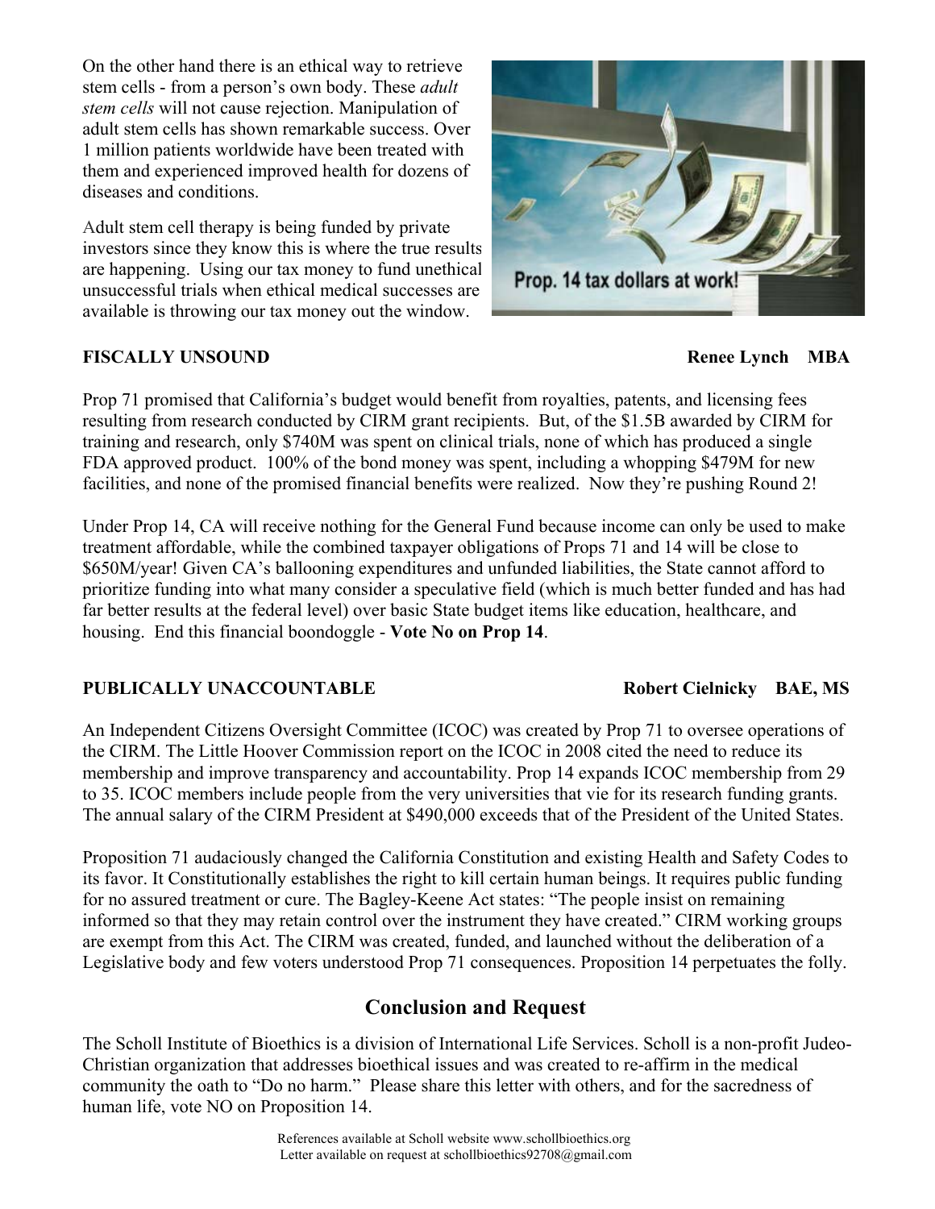On the other hand there is an ethical way to retrieve stem cells - from a person's own body. These *adult stem cells* will not cause rejection. Manipulation of adult stem cells has shown remarkable success. Over 1 million patients worldwide have been treated with them and experienced improved health for dozens of diseases and conditions.

Adult stem cell therapy is being funded by private investors since they know this is where the true results are happening. Using our tax money to fund unethical unsuccessful trials when ethical medical successes are available is throwing our tax money out the window.

Prop. 14 tax dollars at work!

**FISCALLY UNSOUND** **Renee Lynch MBA**

Prop 71 promised that California's budget would benefit from royalties, patents, and licensing fees resulting from research conducted by CIRM grant recipients. But, of the $1.5B awarded by CIRM for training and research, only $740M was spent on clinical trials, none of which has produced a single FDA approved product. 100% of the bond money was spent, including a whopping $479M for new facilities, and none of the promised financial benefits were realized. Now they're pushing Round 2!

Under Prop 14, CA will receive nothing for the General Fund because income can only be used to make treatment affordable, while the combined taxpayer obligations of Props 71 and 14 will be close to $650M/year! Given CA's ballooning expenditures and unfunded liabilities, the State cannot afford to prioritize funding into what many consider a speculative field (which is much better funded and has had far better results at the federal level) over basic State budget items like education, healthcare, and housing. End this financial boondoggle - **Vote No on Prop 14**.

**PUBLICALLY UNACCOUNTABLE** **Robert Cielnicky BAE, MS**

An Independent Citizens Oversight Committee (ICOC) was created by Prop 71 to oversee operations of the CIRM. The Little Hoover Commission report on the ICOC in 2008 cited the need to reduce its membership and improve transparency and accountability. Prop 14 expands ICOC membership from 29 to 35. ICOC members include people from the very universities that vie for its research funding grants. The annual salary of the CIRM President at $490,000 exceeds that of the President of the United States.

Proposition 71 audaciously changed the California Constitution and existing Health and Safety Codes to its favor. It Constitutionally establishes the right to kill certain human beings. It requires public funding for no assured treatment or cure. The Bagley-Keene Act states: "The people insist on remaining informed so that they may retain control over the instrument they have created." CIRM working groups are exempt from this Act. The CIRM was created, funded, and launched without the deliberation of a Legislative body and few voters understood Prop 71 consequences. Proposition 14 perpetuates the folly.

## Conclusion and Request

The Scholl Institute of Bioethics is a division of International Life Services. Scholl is a non-profit Judeo-Christian organization that addresses bioethical issues and was created to re-affirm in the medical community the oath to "Do no harm." Please share this letter with others, and for the sacredness of human life, vote NO on Proposition 14.

References available at Scholl website www.schollbioethics.org
Letter available on request at schollbioethics92708@gmail.com